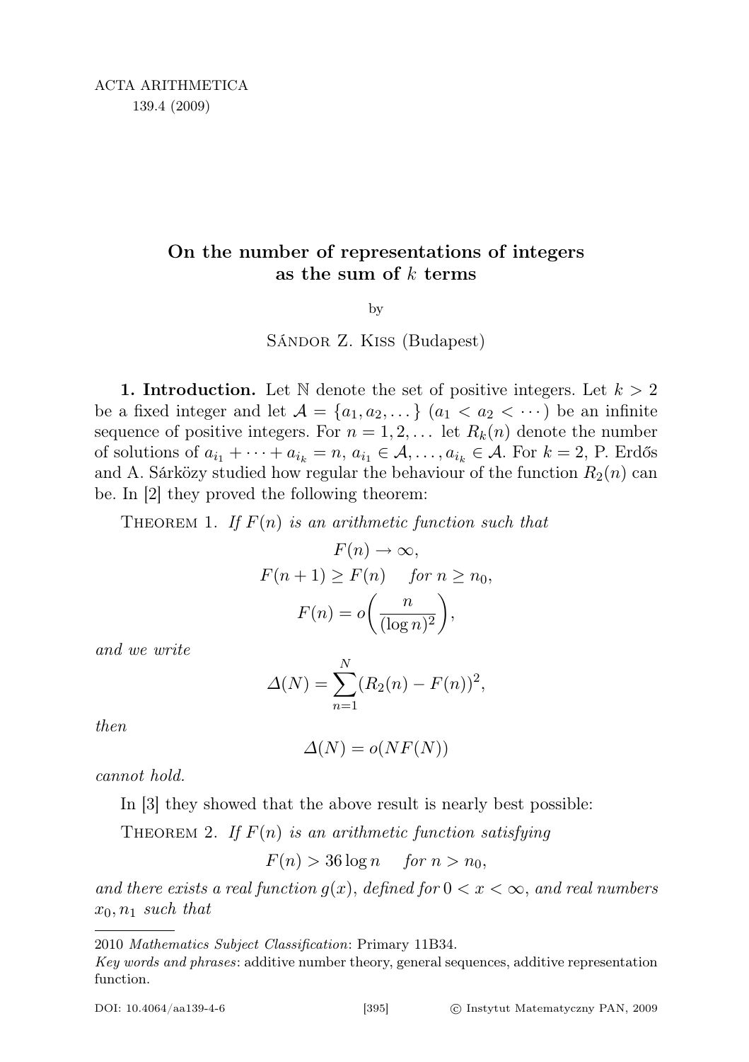# On the number of representations of integers as the sum of $k$ terms

by

Sándor Z. Kiss (Budapest)

**1. Introduction.** Let $\mathbb{N}$ denote the set of positive integers. Let $k > 2$ be a fixed integer and let $\mathcal{A} = \{a_1, a_2, \dots\}$ ($a_1 < a_2 < \cdots$) be an infinite sequence of positive integers. For $n = 1, 2, \dots$ let $R_k(n)$ denote the number of solutions of $a_{i_1} + \cdots + a_{i_k} = n$, $a_{i_1} \in \mathcal{A}, \dots, a_{i_k} \in \mathcal{A}$. For $k = 2$, P. Erdős and A. Sárközy studied how regular the behaviour of the function $R_2(n)$ can be. In [2] they proved the following theorem:

Theorem 1. *If $F(n)$ is an arithmetic function such that*

$$F(n) \to \infty,$$
$$F(n+1) \geq F(n) \quad \text{for } n \geq n_0,$$
$$F(n) = o\left(\frac{n}{(\log n)^2}\right),$$

*and we write*

$$\Delta(N) = \sum_{n=1}^{N} (R_2(n) - F(n))^2,$$

*then*

$$\Delta(N) = o(NF(N))$$

*cannot hold.*

In [3] they showed that the above result is nearly best possible:

Theorem 2. *If $F(n)$ is an arithmetic function satisfying*

$$F(n) > 36 \log n \quad \text{for } n > n_0,$$

*and there exists a real function $g(x)$, defined for $0 < x < \infty$, and real numbers $x_0, n_1$ such that*

---

2010 *Mathematics Subject Classification*: Primary 11B34.

*Key words and phrases*: additive number theory, general sequences, additive representation function.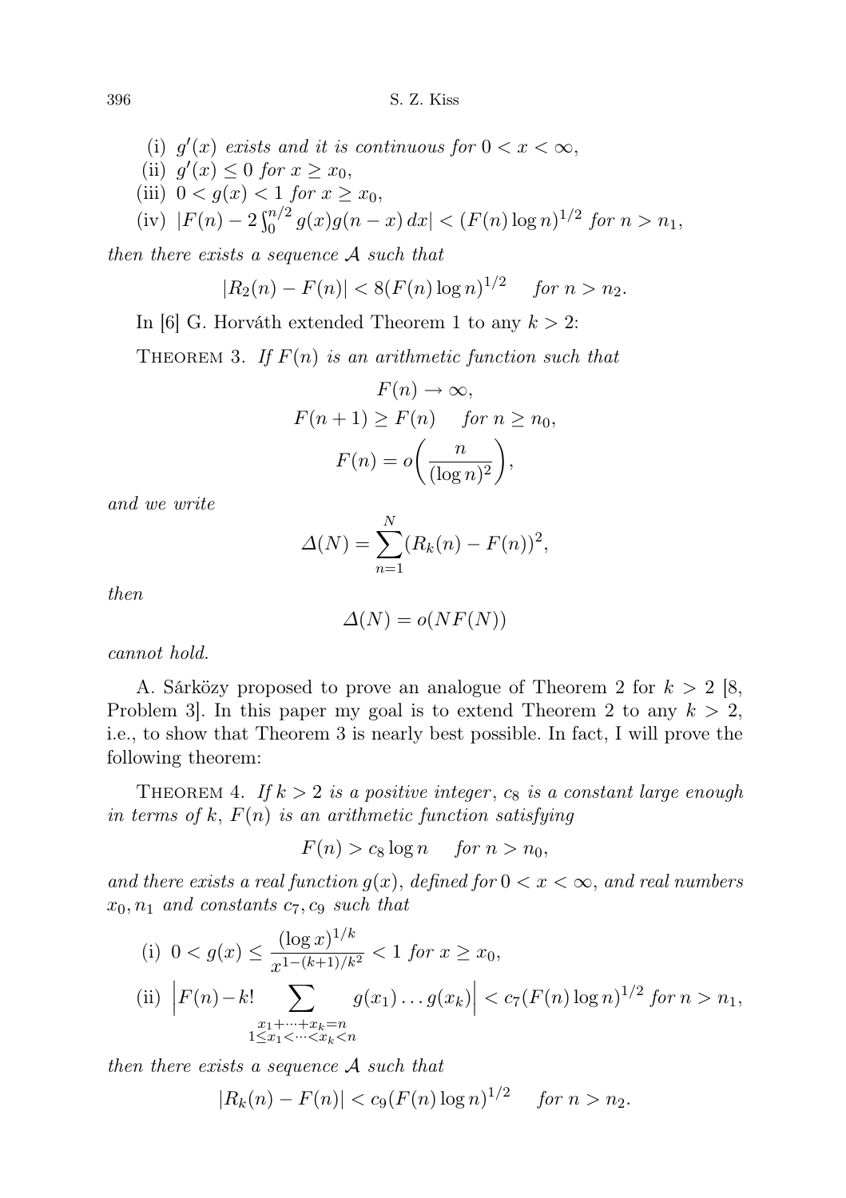(i) $g'(x)$ *exists and it is continuous for* $0 < x < \infty$,

(ii) $g'(x) \le 0$ *for* $x \ge x_0$,

(iii) $0 < g(x) < 1$ *for* $x \ge x_0$,

(iv) $|F(n) - 2\int_0^{n/2} g(x)g(n-x)\,dx| < (F(n)\log n)^{1/2}$ *for* $n > n_1$,

*then there exists a sequence* $\mathcal{A}$ *such that*

$$|R_2(n) - F(n)| < 8(F(n)\log n)^{1/2} \quad \text{for } n > n_2.$$

In [6] G. Horváth extended Theorem 1 to any $k > 2$:

Theorem 3. *If* $F(n)$ *is an arithmetic function such that*

$$F(n) \to \infty,$$
$$F(n+1) \ge F(n) \quad \text{for } n \ge n_0,$$
$$F(n) = o\left(\frac{n}{(\log n)^2}\right),$$

*and we write*

$$\Delta(N) = \sum_{n=1}^{N} (R_k(n) - F(n))^2,$$

*then*

$$\Delta(N) = o(NF(N))$$

*cannot hold.*

A. Sárközy proposed to prove an analogue of Theorem 2 for $k > 2$ [8, Problem 3]. In this paper my goal is to extend Theorem 2 to any $k > 2$, i.e., to show that Theorem 3 is nearly best possible. In fact, I will prove the following theorem:

Theorem 4. *If* $k > 2$ *is a positive integer*, $c_8$ *is a constant large enough in terms of* $k$, $F(n)$ *is an arithmetic function satisfying*

$$F(n) > c_8 \log n \quad \text{for } n > n_0,$$

*and there exists a real function* $g(x)$, *defined for* $0 < x < \infty$, *and real numbers* $x_0, n_1$ *and constants* $c_7, c_9$ *such that*

(i) $0 < g(x) \le \dfrac{(\log x)^{1/k}}{x^{1-(k+1)/k^2}} < 1$ *for* $x \ge x_0$,

(ii) $\left|F(n) - k! \displaystyle\sum_{\substack{x_1+\dots+x_k=n \\ 1\le x_1<\dots<x_k<n}} g(x_1)\dots g(x_k)\right| < c_7(F(n)\log n)^{1/2}$ *for* $n > n_1$,

*then there exists a sequence* $\mathcal{A}$ *such that*

$$|R_k(n) - F(n)| < c_9(F(n)\log n)^{1/2} \quad \text{for } n > n_2.$$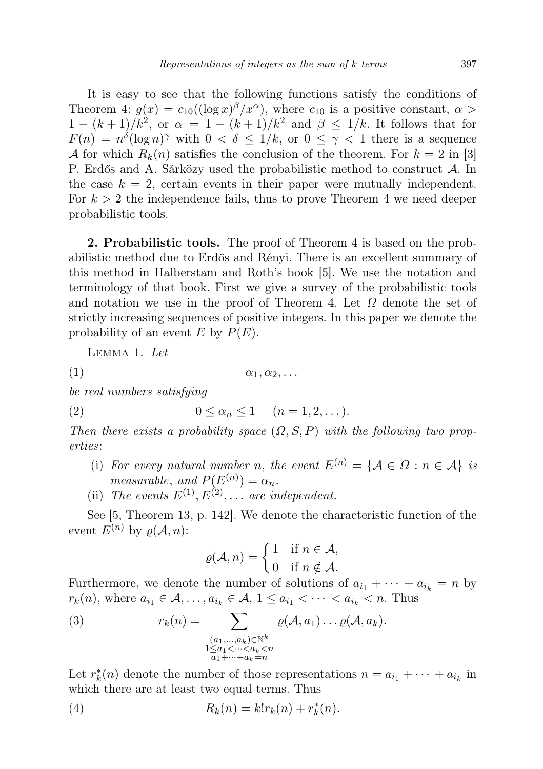It is easy to see that the following functions satisfy the conditions of Theorem 4: $g(x) = c_{10}((\log x)^{\beta}/x^{\alpha})$, where $c_{10}$ is a positive constant, $\alpha > 1 - (k+1)/k^2$, or $\alpha = 1 - (k+1)/k^2$ and $\beta \le 1/k$. It follows that for $F(n) = n^{\delta}(\log n)^{\gamma}$ with $0 < \delta \le 1/k$, or $0 \le \gamma < 1$ there is a sequence $\mathcal{A}$ for which $R_k(n)$ satisfies the conclusion of the theorem. For $k = 2$ in [3] P. Erdős and A. Sárközy used the probabilistic method to construct $\mathcal{A}$. In the case $k = 2$, certain events in their paper were mutually independent. For $k > 2$ the independence fails, thus to prove Theorem 4 we need deeper probabilistic tools.

**2. Probabilistic tools.** The proof of Theorem 4 is based on the probabilistic method due to Erdős and Rényi. There is an excellent summary of this method in Halberstam and Roth's book [5]. We use the notation and terminology of that book. First we give a survey of the probabilistic tools and notation we use in the proof of Theorem 4. Let $\Omega$ denote the set of strictly increasing sequences of positive integers. In this paper we denote the probability of an event $E$ by $P(E)$.

Lemma 1. *Let*

$$\alpha_1, \alpha_2, \ldots \tag{1}$$

*be real numbers satisfying*

$$0 \le \alpha_n \le 1 \quad (n = 1, 2, \ldots). \tag{2}$$

*Then there exists a probability space $(\Omega, S, P)$ with the following two properties*:

- (i) *For every natural number $n$, the event $E^{(n)} = \{\mathcal{A} \in \Omega : n \in \mathcal{A}\}$ is measurable, and $P(E^{(n)}) = \alpha_n$.*
- (ii) *The events $E^{(1)}, E^{(2)}, \ldots$ are independent.*

See [5, Theorem 13, p. 142]. We denote the characteristic function of the event $E^{(n)}$ by $\varrho(\mathcal{A}, n)$:

$$\varrho(\mathcal{A}, n) = \begin{cases} 1 & \text{if } n \in \mathcal{A}, \\ 0 & \text{if } n \notin \mathcal{A}. \end{cases}$$

Furthermore, we denote the number of solutions of $a_{i_1} + \cdots + a_{i_k} = n$ by $r_k(n)$, where $a_{i_1} \in \mathcal{A}, \ldots, a_{i_k} \in \mathcal{A}$, $1 \le a_{i_1} < \cdots < a_{i_k} < n$. Thus

$$r_k(n) = \sum_{\substack{(a_1, \ldots, a_k) \in \mathbb{N}^k \\ 1 \le a_1 < \cdots < a_k < n \\ a_1 + \cdots + a_k = n}} \varrho(\mathcal{A}, a_1) \ldots \varrho(\mathcal{A}, a_k). \tag{3}$$

Let $r_k^*(n)$ denote the number of those representations $n = a_{i_1} + \cdots + a_{i_k}$ in which there are at least two equal terms. Thus

$$R_k(n) = k! r_k(n) + r_k^*(n). \tag{4}$$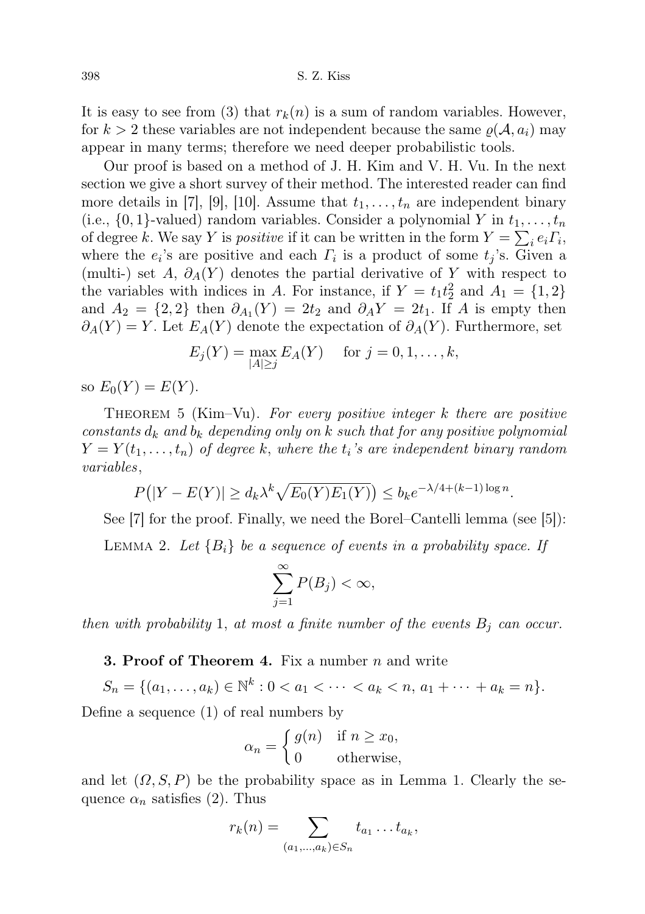It is easy to see from (3) that $r_k(n)$ is a sum of random variables. However, for $k > 2$ these variables are not independent because the same $\varrho(\mathcal{A}, a_i)$ may appear in many terms; therefore we need deeper probabilistic tools.

Our proof is based on a method of J. H. Kim and V. H. Vu. In the next section we give a short survey of their method. The interested reader can find more details in [7], [9], [10]. Assume that $t_1, \dots, t_n$ are independent binary (i.e., $\{0,1\}$-valued) random variables. Consider a polynomial $Y$ in $t_1, \dots, t_n$ of degree $k$. We say $Y$ is *positive* if it can be written in the form $Y = \sum_i e_i \Gamma_i$, where the $e_i$'s are positive and each $\Gamma_i$ is a product of some $t_j$'s. Given a (multi-) set $A$, $\partial_A(Y)$ denotes the partial derivative of $Y$ with respect to the variables with indices in $A$. For instance, if $Y = t_1 t_2^2$ and $A_1 = \{1, 2\}$ and $A_2 = \{2, 2\}$ then $\partial_{A_1}(Y) = 2t_2$ and $\partial_A Y = 2t_1$. If $A$ is empty then $\partial_A(Y) = Y$. Let $E_A(Y)$ denote the expectation of $\partial_A(Y)$. Furthermore, set

$$E_j(Y) = \max_{|A| \geq j} E_A(Y) \quad \text{ for } j = 0, 1, \dots, k,$$

so $E_0(Y) = E(Y)$.

Theorem 5 (Kim–Vu). *For every positive integer $k$ there are positive constants $d_k$ and $b_k$ depending only on $k$ such that for any positive polynomial $Y = Y(t_1, \dots, t_n)$ of degree $k$, where the $t_i$'s are independent binary random variables,*

$$P\big(|Y - E(Y)| \geq d_k \lambda^k \sqrt{E_0(Y) E_1(Y)}\big) \leq b_k e^{-\lambda/4 + (k-1)\log n}.$$

See [7] for the proof. Finally, we need the Borel–Cantelli lemma (see [5]):

Lemma 2. *Let $\{B_i\}$ be a sequence of events in a probability space. If*

$$\sum_{j=1}^{\infty} P(B_j) < \infty,$$

*then with probability* 1, *at most a finite number of the events $B_j$ can occur.*

**3. Proof of Theorem 4.** Fix a number $n$ and write

$$S_n = \{(a_1, \dots, a_k) \in \mathbb{N}^k : 0 < a_1 < \dots < a_k < n,\ a_1 + \dots + a_k = n\}.$$

Define a sequence (1) of real numbers by

$$\alpha_n = \begin{cases} g(n) & \text{if } n \geq x_0, \\ 0 & \text{otherwise,} \end{cases}$$

and let $(\Omega, S, P)$ be the probability space as in Lemma 1. Clearly the sequence $\alpha_n$ satisfies (2). Thus

$$r_k(n) = \sum_{(a_1, \dots, a_k) \in S_n} t_{a_1} \dots t_{a_k},$$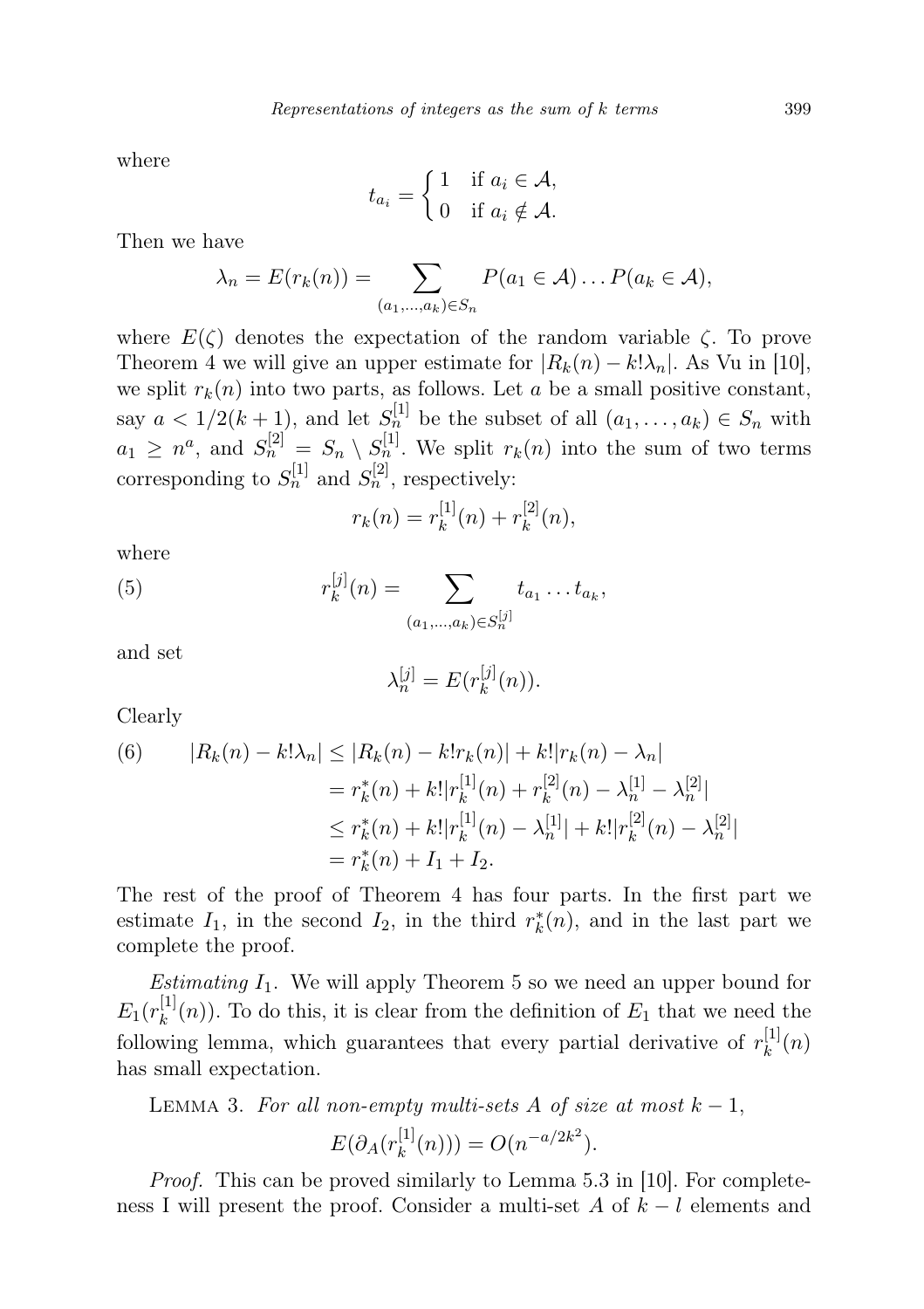where

$$t_{a_i} = \begin{cases} 1 & \text{if } a_i \in \mathcal{A}, \\ 0 & \text{if } a_i \notin \mathcal{A}. \end{cases}$$

Then we have

$$\lambda_n = E(r_k(n)) = \sum_{(a_1,\ldots,a_k)\in S_n} P(a_1 \in \mathcal{A}) \ldots P(a_k \in \mathcal{A}),$$

where $E(\zeta)$ denotes the expectation of the random variable $\zeta$. To prove Theorem 4 we will give an upper estimate for $|R_k(n) - k!\lambda_n|$. As Vu in [10], we split $r_k(n)$ into two parts, as follows. Let $a$ be a small positive constant, say $a < 1/2(k+1)$, and let $S_n^{[1]}$ be the subset of all $(a_1,\ldots,a_k) \in S_n$ with $a_1 \geq n^a$, and $S_n^{[2]} = S_n \setminus S_n^{[1]}$. We split $r_k(n)$ into the sum of two terms corresponding to $S_n^{[1]}$ and $S_n^{[2]}$, respectively:

$$r_k(n) = r_k^{[1]}(n) + r_k^{[2]}(n),$$

where

$$r_k^{[j]}(n) = \sum_{(a_1,\ldots,a_k)\in S_n^{[j]}} t_{a_1} \ldots t_{a_k}, \tag{5}$$

and set

$$\lambda_n^{[j]} = E(r_k^{[j]}(n)).$$

Clearly

$$\begin{aligned} |R_k(n) - k!\lambda_n| &\leq |R_k(n) - k!r_k(n)| + k!|r_k(n) - \lambda_n| \\ &= r_k^*(n) + k!|r_k^{[1]}(n) + r_k^{[2]}(n) - \lambda_n^{[1]} - \lambda_n^{[2]}| \\ &\leq r_k^*(n) + k!|r_k^{[1]}(n) - \lambda_n^{[1]}| + k!|r_k^{[2]}(n) - \lambda_n^{[2]}| \\ &= r_k^*(n) + I_1 + I_2. \end{aligned} \tag{6}$$

The rest of the proof of Theorem 4 has four parts. In the first part we estimate $I_1$, in the second $I_2$, in the third $r_k^*(n)$, and in the last part we complete the proof.

*Estimating* $I_1$. We will apply Theorem 5 so we need an upper bound for $E_1(r_k^{[1]}(n))$. To do this, it is clear from the definition of $E_1$ that we need the following lemma, which guarantees that every partial derivative of $r_k^{[1]}(n)$ has small expectation.

Lemma 3. *For all non-empty multi-sets $A$ of size at most $k-1$,*

$$E(\partial_A(r_k^{[1]}(n))) = O(n^{-a/2k^2}).$$

*Proof.* This can be proved similarly to Lemma 5.3 in [10]. For completeness I will present the proof. Consider a multi-set $A$ of $k-l$ elements and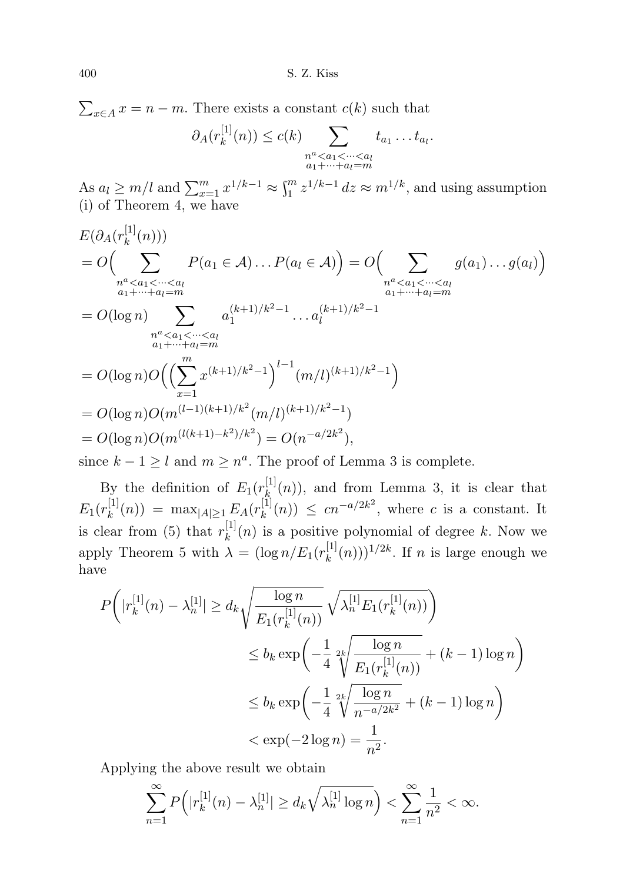$\sum_{x\in A} x = n - m$. There exists a constant $c(k)$ such that

$$\partial_A(r_k^{[1]}(n)) \le c(k) \sum_{\substack{n^a < a_1 < \dots < a_l \\ a_1 + \dots + a_l = m}} t_{a_1} \dots t_{a_l}.$$

As $a_l \ge m/l$ and $\sum_{x=1}^m x^{1/k-1} \approx \int_1^m z^{1/k-1}\, dz \approx m^{1/k}$, and using assumption (i) of Theorem 4, we have

$$\begin{aligned}
&E(\partial_A(r_k^{[1]}(n))) \\
&= O\Big( \sum_{\substack{n^a < a_1 < \dots < a_l \\ a_1 + \dots + a_l = m}} P(a_1 \in \mathcal{A}) \dots P(a_l \in \mathcal{A}) \Big) = O\Big( \sum_{\substack{n^a < a_1 < \dots < a_l \\ a_1 + \dots + a_l = m}} g(a_1) \dots g(a_l) \Big) \\
&= O(\log n) \sum_{\substack{n^a < a_1 < \dots < a_l \\ a_1 + \dots + a_l = m}} a_1^{(k+1)/k^2-1} \dots a_l^{(k+1)/k^2-1} \\
&= O(\log n) O\Big( \Big( \sum_{x=1}^m x^{(k+1)/k^2-1} \Big)^{l-1} (m/l)^{(k+1)/k^2-1} \Big) \\
&= O(\log n) O(m^{(l-1)(k+1)/k^2} (m/l)^{(k+1)/k^2-1}) \\
&= O(\log n) O(m^{(l(k+1)-k^2)/k^2}) = O(n^{-a/2k^2}),
\end{aligned}$$

since $k - 1 \ge l$ and $m \ge n^a$. The proof of Lemma 3 is complete.

By the definition of $E_1(r_k^{[1]}(n))$, and from Lemma 3, it is clear that $E_1(r_k^{[1]}(n)) = \max_{|A|\ge 1} E_A(r_k^{[1]}(n)) \le cn^{-a/2k^2}$, where $c$ is a constant. It is clear from (5) that $r_k^{[1]}(n)$ is a positive polynomial of degree $k$. Now we apply Theorem 5 with $\lambda = (\log n / E_1(r_k^{[1]}(n)))^{1/2k}$. If $n$ is large enough we have

$$\begin{aligned}
P\bigg( |r_k^{[1]}(n) - \lambda_n^{[1]}| \ge d_k \sqrt{\frac{\log n}{E_1(r_k^{[1]}(n))}} \sqrt{\lambda_n^{[1]} E_1(r_k^{[1]}(n))} \bigg)& \\
\le b_k \exp\bigg( -\frac{1}{4} \sqrt[2k]{\frac{\log n}{E_1(r_k^{[1]}(n))}} + (k-1)\log n \bigg)& \\
\le b_k \exp\bigg( -\frac{1}{4} \sqrt[2k]{\frac{\log n}{n^{-a/2k^2}}} + (k-1)\log n \bigg)& \\
< \exp(-2\log n) = \frac{1}{n^2}.&
\end{aligned}$$

Applying the above result we obtain

$$\sum_{n=1}^\infty P\Big( |r_k^{[1]}(n) - \lambda_n^{[1]}| \ge d_k \sqrt{\lambda_n^{[1]} \log n} \Big) < \sum_{n=1}^\infty \frac{1}{n^2} < \infty.$$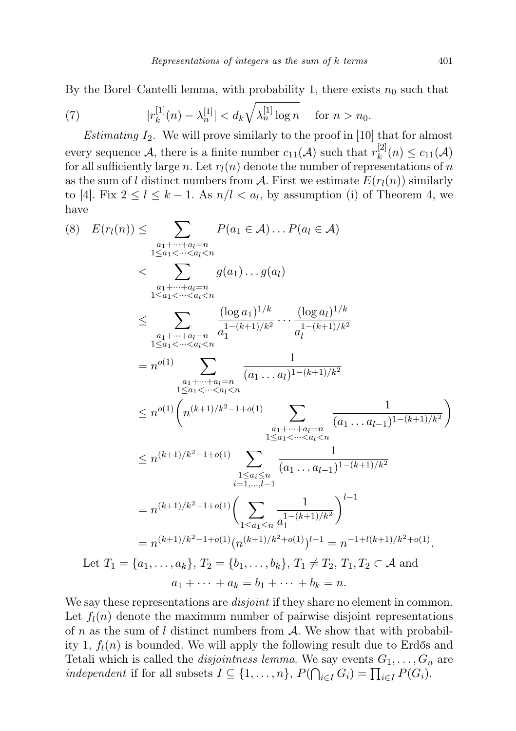By the Borel–Cantelli lemma, with probability 1, there exists $n_0$ such that

$$|r_k^{[1]}(n) - \lambda_n^{[1]}| < d_k \sqrt{\lambda_n^{[1]} \log n} \quad \text{for } n > n_0. \tag{7}$$

*Estimating* $I_2$. We will prove similarly to the proof in [10] that for almost every sequence $\mathcal{A}$, there is a finite number $c_{11}(\mathcal{A})$ such that $r_k^{[2]}(n) \le c_{11}(\mathcal{A})$ for all sufficiently large $n$. Let $r_l(n)$ denote the number of representations of $n$ as the sum of $l$ distinct numbers from $\mathcal{A}$. First we estimate $E(r_l(n))$ similarly to [4]. Fix $2 \le l \le k-1$. As $n/l < a_l$, by assumption (i) of Theorem 4, we have

$$\begin{aligned}
E(r_l(n)) &\le \sum_{\substack{a_1+\cdots+a_l=n\\ 1\le a_1<\cdots<a_l<n}} P(a_1 \in \mathcal{A}) \ldots P(a_l \in \mathcal{A}) \\
&< \sum_{\substack{a_1+\cdots+a_l=n\\ 1\le a_1<\cdots<a_l<n}} g(a_1)\ldots g(a_l) \\
&\le \sum_{\substack{a_1+\cdots+a_l=n\\ 1\le a_1<\cdots<a_l<n}} \frac{(\log a_1)^{1/k}}{a_1^{1-(k+1)/k^2}} \cdots \frac{(\log a_l)^{1/k}}{a_l^{1-(k+1)/k^2}} \\
&= n^{o(1)} \sum_{\substack{a_1+\cdots+a_l=n\\ 1\le a_1<\cdots<a_l<n}} \frac{1}{(a_1\ldots a_l)^{1-(k+1)/k^2}} \\
&\le n^{o(1)} \Bigg( n^{(k+1)/k^2-1+o(1)} \sum_{\substack{a_1+\cdots+a_l=n\\ 1\le a_1<\cdots<a_l<n}} \frac{1}{(a_1\ldots a_{l-1})^{1-(k+1)/k^2}} \Bigg) \\
&\le n^{(k+1)/k^2-1+o(1)} \sum_{\substack{1\le a_i\le n\\ i=1,\ldots,l-1}} \frac{1}{(a_1\ldots a_{l-1})^{1-(k+1)/k^2}} \\
&= n^{(k+1)/k^2-1+o(1)} \Bigg( \sum_{1\le a_1\le n} \frac{1}{a_1^{1-(k+1)/k^2}} \Bigg)^{l-1} \\
&= n^{(k+1)/k^2-1+o(1)} \big(n^{(k+1)/k^2+o(1)}\big)^{l-1} = n^{-1+l(k+1)/k^2+o(1)}.
\end{aligned} \tag{8}$$

Let $T_1 = \{a_1, \ldots, a_k\}$, $T_2 = \{b_1, \ldots, b_k\}$, $T_1 \ne T_2$, $T_1, T_2 \subset \mathcal{A}$ and

$$a_1 + \cdots + a_k = b_1 + \cdots + b_k = n.$$

We say these representations are *disjoint* if they share no element in common. Let $f_l(n)$ denote the maximum number of pairwise disjoint representations of $n$ as the sum of $l$ distinct numbers from $\mathcal{A}$. We show that with probability 1, $f_l(n)$ is bounded. We will apply the following result due to Erdős and Tetali which is called the *disjointness lemma*. We say events $G_1, \ldots, G_n$ are *independent* if for all subsets $I \subseteq \{1, \ldots, n\}$, $P(\bigcap_{i\in I} G_i) = \prod_{i\in I} P(G_i)$.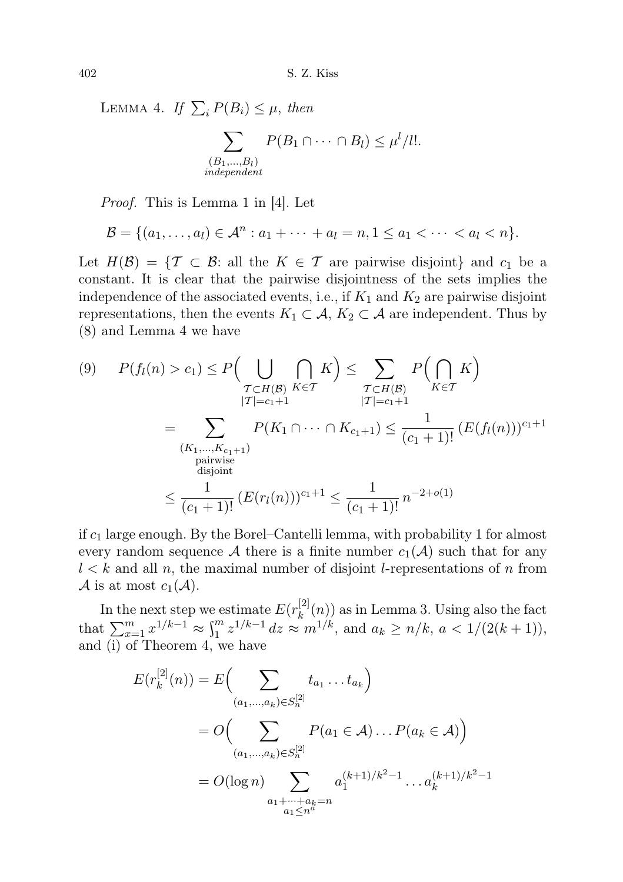LEMMA 4. *If* $\sum_i P(B_i) \le \mu$, *then*

$$\sum_{\substack{(B_1,\dots,B_l)\\ \textit{independent}}} P(B_1 \cap \dots \cap B_l) \le \mu^l / l!.$$

*Proof.* This is Lemma 1 in [4]. Let

$$\mathcal{B} = \{(a_1,\dots,a_l) \in \mathcal{A}^n : a_1 + \dots + a_l = n, 1 \le a_1 < \dots < a_l < n\}.$$

Let $H(\mathcal{B}) = \{\mathcal{T} \subset \mathcal{B}$: all the $K \in \mathcal{T}$ are pairwise disjoint$\}$ and $c_1$ be a constant. It is clear that the pairwise disjointness of the sets implies the independence of the associated events, i.e., if $K_1$ and $K_2$ are pairwise disjoint representations, then the events $K_1 \subset \mathcal{A}$, $K_2 \subset \mathcal{A}$ are independent. Thus by (8) and Lemma 4 we have

$$\begin{aligned}
(9) \qquad P(f_l(n) > c_1) &\le P\Big(\bigcup_{\substack{\mathcal{T} \subset H(\mathcal{B})\\ |\mathcal{T}| = c_1+1}} \bigcap_{K \in \mathcal{T}} K\Big) \le \sum_{\substack{\mathcal{T} \subset H(\mathcal{B})\\ |\mathcal{T}| = c_1+1}} P\Big(\bigcap_{K \in \mathcal{T}} K\Big) \\
&= \sum_{\substack{(K_1,\dots,K_{c_1+1})\\ \text{pairwise}\\ \text{disjoint}}} P(K_1 \cap \dots \cap K_{c_1+1}) \le \frac{1}{(c_1+1)!}\,(E(f_l(n)))^{c_1+1} \\
&\le \frac{1}{(c_1+1)!}\,(E(r_l(n)))^{c_1+1} \le \frac{1}{(c_1+1)!}\,n^{-2+o(1)}
\end{aligned}$$

if $c_1$ large enough. By the Borel–Cantelli lemma, with probability 1 for almost every random sequence $\mathcal{A}$ there is a finite number $c_1(\mathcal{A})$ such that for any $l < k$ and all $n$, the maximal number of disjoint $l$-representations of $n$ from $\mathcal{A}$ is at most $c_1(\mathcal{A})$.

In the next step we estimate $E(r_k^{[2]}(n))$ as in Lemma 3. Using also the fact that $\sum_{x=1}^m x^{1/k-1} \approx \int_1^m z^{1/k-1}\,dz \approx m^{1/k}$, and $a_k \ge n/k$, $a < 1/(2(k+1))$, and (i) of Theorem 4, we have

$$\begin{aligned}
E(r_k^{[2]}(n)) &= E\Big(\sum_{(a_1,\dots,a_k) \in S_n^{[2]}} t_{a_1} \dots t_{a_k}\Big) \\
&= O\Big(\sum_{(a_1,\dots,a_k) \in S_n^{[2]}} P(a_1 \in \mathcal{A}) \dots P(a_k \in \mathcal{A})\Big) \\
&= O(\log n) \sum_{\substack{a_1+\dots+a_k=n\\ a_1 \le n^a}} a_1^{(k+1)/k^2-1} \dots a_k^{(k+1)/k^2-1}
\end{aligned}$$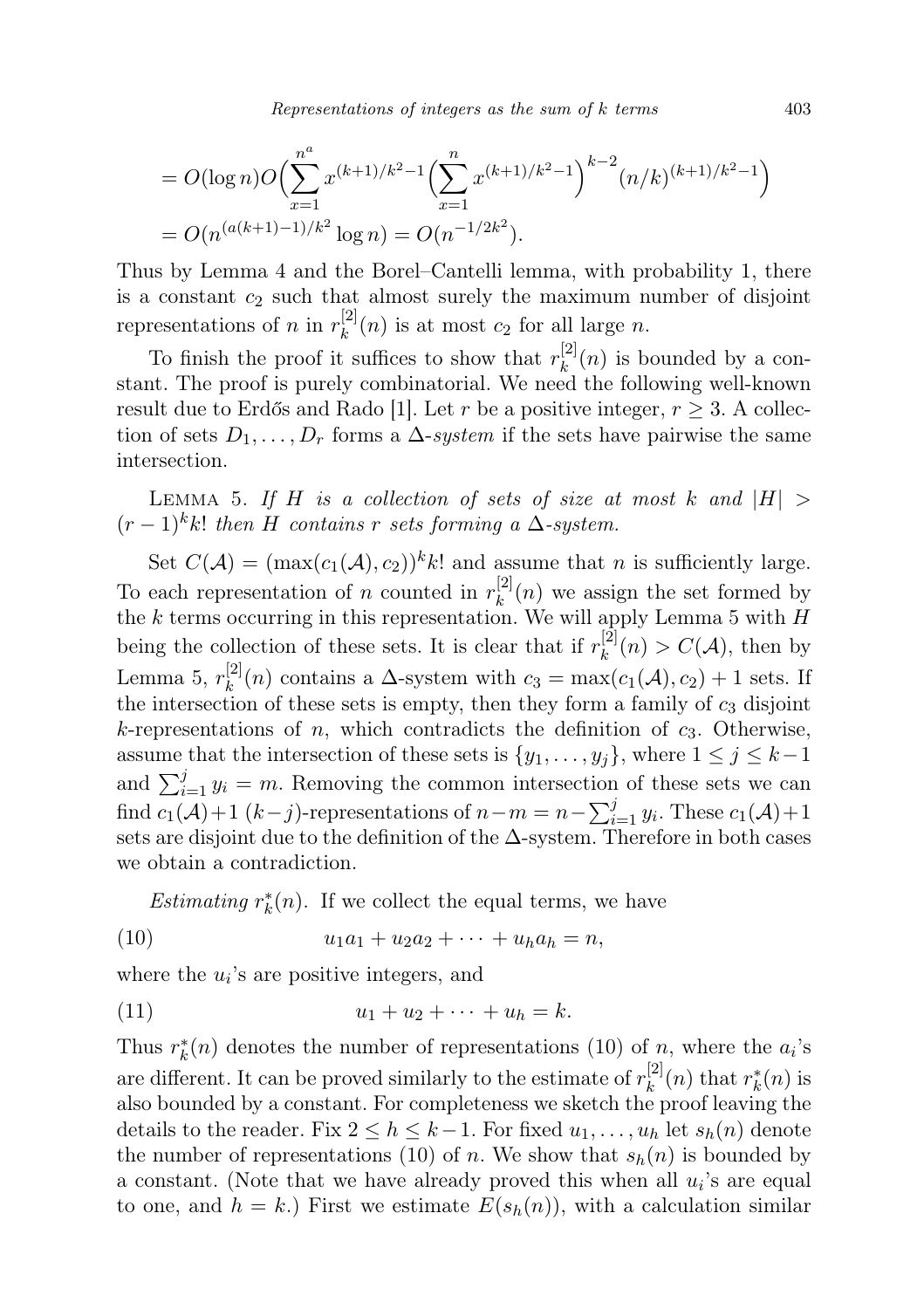$$= O(\log n)O\Big(\sum_{x=1}^{n^a} x^{(k+1)/k^2-1}\Big(\sum_{x=1}^{n} x^{(k+1)/k^2-1}\Big)^{k-2}(n/k)^{(k+1)/k^2-1}\Big)$$
$$= O(n^{(a(k+1)-1)/k^2}\log n) = O(n^{-1/2k^2}).$$

Thus by Lemma 4 and the Borel–Cantelli lemma, with probability 1, there is a constant $c_2$ such that almost surely the maximum number of disjoint representations of $n$ in $r_k^{[2]}(n)$ is at most $c_2$ for all large $n$.

To finish the proof it suffices to show that $r_k^{[2]}(n)$ is bounded by a constant. The proof is purely combinatorial. We need the following well-known result due to Erdős and Rado [1]. Let $r$ be a positive integer, $r \geq 3$. A collection of sets $D_1, \dots, D_r$ forms a *Δ-system* if the sets have pairwise the same intersection.

Lemma 5. *If $H$ is a collection of sets of size at most $k$ and $|H| > (r-1)^k k!$ then $H$ contains $r$ sets forming a Δ-system.*

Set $C(\mathcal{A}) = (\max(c_1(\mathcal{A}), c_2))^k k!$ and assume that $n$ is sufficiently large. To each representation of $n$ counted in $r_k^{[2]}(n)$ we assign the set formed by the $k$ terms occurring in this representation. We will apply Lemma 5 with $H$ being the collection of these sets. It is clear that if $r_k^{[2]}(n) > C(\mathcal{A})$, then by Lemma 5, $r_k^{[2]}(n)$ contains a Δ-system with $c_3 = \max(c_1(\mathcal{A}), c_2) + 1$ sets. If the intersection of these sets is empty, then they form a family of $c_3$ disjoint $k$-representations of $n$, which contradicts the definition of $c_3$. Otherwise, assume that the intersection of these sets is $\{y_1, \dots, y_j\}$, where $1 \leq j \leq k-1$ and $\sum_{i=1}^{j} y_i = m$. Removing the common intersection of these sets we can find $c_1(\mathcal{A})+1$ $(k-j)$-representations of $n-m = n-\sum_{i=1}^{j} y_i$. These $c_1(\mathcal{A})+1$ sets are disjoint due to the definition of the Δ-system. Therefore in both cases we obtain a contradiction.

*Estimating $r_k^*(n)$.* If we collect the equal terms, we have

$$u_1a_1 + u_2a_2 + \dots + u_ha_h = n, \tag{10}$$

where the $u_i$'s are positive integers, and

$$u_1 + u_2 + \dots + u_h = k. \tag{11}$$

Thus $r_k^*(n)$ denotes the number of representations (10) of $n$, where the $a_i$'s are different. It can be proved similarly to the estimate of $r_k^{[2]}(n)$ that $r_k^*(n)$ is also bounded by a constant. For completeness we sketch the proof leaving the details to the reader. Fix $2 \leq h \leq k-1$. For fixed $u_1, \dots, u_h$ let $s_h(n)$ denote the number of representations (10) of $n$. We show that $s_h(n)$ is bounded by a constant. (Note that we have already proved this when all $u_i$'s are equal to one, and $h = k$.) First we estimate $E(s_h(n))$, with a calculation similar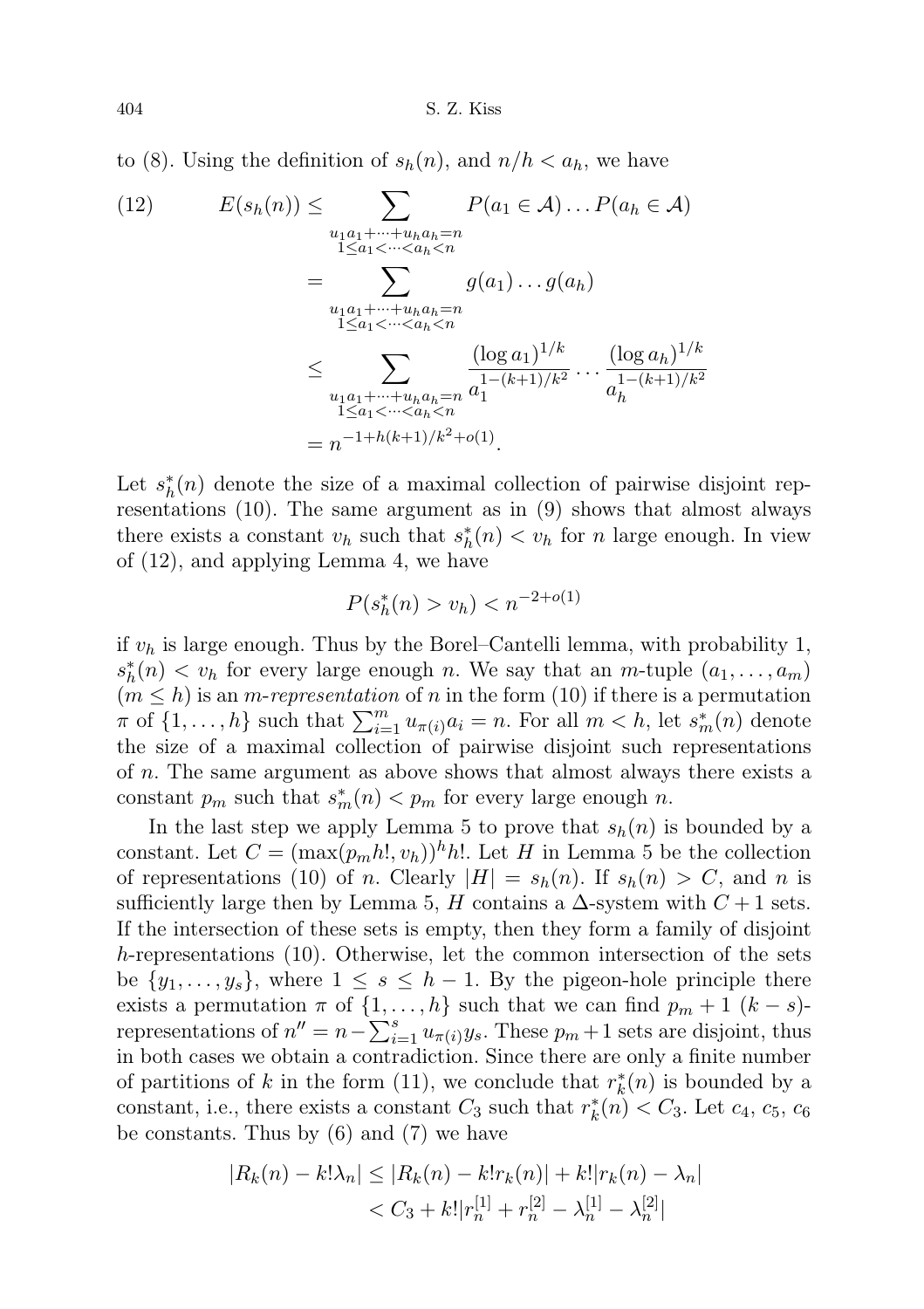to (8). Using the definition of $s_h(n)$, and $n/h < a_h$, we have

$$
(12)\qquad \begin{aligned}
E(s_h(n)) &\le \sum_{\substack{u_1a_1+\dots+u_ha_h=n\\ 1\le a_1<\dots<a_h<n}} P(a_1\in\mathcal{A})\dots P(a_h\in\mathcal{A})\\
&= \sum_{\substack{u_1a_1+\dots+u_ha_h=n\\ 1\le a_1<\dots<a_h<n}} g(a_1)\dots g(a_h)\\
&\le \sum_{\substack{u_1a_1+\dots+u_ha_h=n\\ 1\le a_1<\dots<a_h<n}} \frac{(\log a_1)^{1/k}}{a_1^{1-(k+1)/k^2}}\dots\frac{(\log a_h)^{1/k}}{a_h^{1-(k+1)/k^2}}\\
&= n^{-1+h(k+1)/k^2+o(1)}.
\end{aligned}
$$

Let $s_h^*(n)$ denote the size of a maximal collection of pairwise disjoint representations (10). The same argument as in (9) shows that almost always there exists a constant $v_h$ such that $s_h^*(n) < v_h$ for $n$ large enough. In view of (12), and applying Lemma 4, we have

$$
P(s_h^*(n) > v_h) < n^{-2+o(1)}
$$

if $v_h$ is large enough. Thus by the Borel–Cantelli lemma, with probability 1, $s_h^*(n) < v_h$ for every large enough $n$. We say that an $m$-tuple $(a_1,\dots,a_m)$ $(m\le h)$ is an *m-representation* of $n$ in the form (10) if there is a permutation $\pi$ of $\{1,\dots,h\}$ such that $\sum_{i=1}^m u_{\pi(i)}a_i = n$. For all $m<h$, let $s_m^*(n)$ denote the size of a maximal collection of pairwise disjoint such representations of $n$. The same argument as above shows that almost always there exists a constant $p_m$ such that $s_m^*(n) < p_m$ for every large enough $n$.

In the last step we apply Lemma 5 to prove that $s_h(n)$ is bounded by a constant. Let $C = (\max(p_m h!, v_h))^h h!$. Let $H$ in Lemma 5 be the collection of representations (10) of $n$. Clearly $|H| = s_h(n)$. If $s_h(n) > C$, and $n$ is sufficiently large then by Lemma 5, $H$ contains a $\Delta$-system with $C+1$ sets. If the intersection of these sets is empty, then they form a family of disjoint $h$-representations (10). Otherwise, let the common intersection of the sets be $\{y_1,\dots,y_s\}$, where $1\le s\le h-1$. By the pigeon-hole principle there exists a permutation $\pi$ of $\{1,\dots,h\}$ such that we can find $p_m+1$ $(k-s)$-representations of $n'' = n - \sum_{i=1}^s u_{\pi(i)}y_s$. These $p_m+1$ sets are disjoint, thus in both cases we obtain a contradiction. Since there are only a finite number of partitions of $k$ in the form (11), we conclude that $r_k^*(n)$ is bounded by a constant, i.e., there exists a constant $C_3$ such that $r_k^*(n) < C_3$. Let $c_4$, $c_5$, $c_6$ be constants. Thus by (6) and (7) we have

$$
\begin{aligned}
|R_k(n) - k!\lambda_n| &\le |R_k(n) - k!r_k(n)| + k!|r_k(n) - \lambda_n|\\
&< C_3 + k!|r_n^{[1]} + r_n^{[2]} - \lambda_n^{[1]} - \lambda_n^{[2]}|
\end{aligned}
$$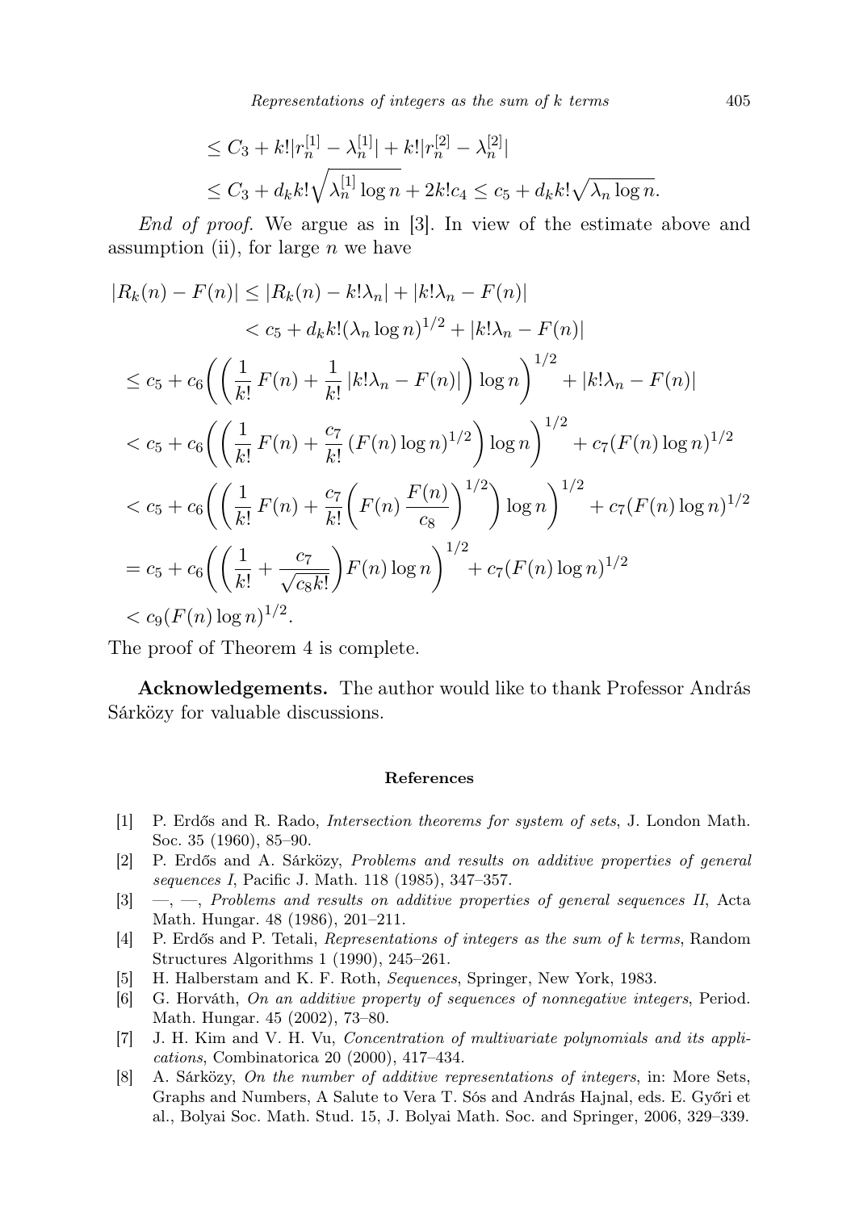$$
\begin{aligned}
&\leq C_3 + k!|r_n^{[1]} - \lambda_n^{[1]}| + k!|r_n^{[2]} - \lambda_n^{[2]}| \\
&\leq C_3 + d_k k! \sqrt{\lambda_n^{[1]} \log n} + 2k! c_4 \leq c_5 + d_k k! \sqrt{\lambda_n \log n}.
\end{aligned}
$$

*End of proof.* We argue as in [3]. In view of the estimate above and assumption (ii), for large $n$ we have

$$
\begin{aligned}
|R_k(n) - F(n)| &\leq |R_k(n) - k!\lambda_n| + |k!\lambda_n - F(n)| \\
&< c_5 + d_k k! (\lambda_n \log n)^{1/2} + |k!\lambda_n - F(n)| \\
&\leq c_5 + c_6 \biggl( \biggl( \frac{1}{k!}\, F(n) + \frac{1}{k!}\, |k!\lambda_n - F(n)| \biggr) \log n \biggr)^{1/2} + |k!\lambda_n - F(n)| \\
&< c_5 + c_6 \biggl( \biggl( \frac{1}{k!}\, F(n) + \frac{c_7}{k!}\, (F(n) \log n)^{1/2} \biggr) \log n \biggr)^{1/2} + c_7 (F(n) \log n)^{1/2} \\
&< c_5 + c_6 \biggl( \biggl( \frac{1}{k!}\, F(n) + \frac{c_7}{k!} \biggl( F(n)\, \frac{F(n)}{c_8} \biggr)^{1/2} \biggr) \log n \biggr)^{1/2} + c_7 (F(n) \log n)^{1/2} \\
&= c_5 + c_6 \biggl( \biggl( \frac{1}{k!} + \frac{c_7}{\sqrt{c_8 k!}} \biggr) F(n) \log n \biggr)^{1/2} + c_7 (F(n) \log n)^{1/2} \\
&< c_9 (F(n) \log n)^{1/2}.
\end{aligned}
$$

The proof of Theorem 4 is complete.

**Acknowledgements.** The author would like to thank Professor András Sárközy for valuable discussions.

#### References

[1] P. Erdős and R. Rado, *Intersection theorems for system of sets*, J. London Math. Soc. 35 (1960), 85–90.

[2] P. Erdős and A. Sárközy, *Problems and results on additive properties of general sequences I*, Pacific J. Math. 118 (1985), 347–357.

[3] —, —, *Problems and results on additive properties of general sequences II*, Acta Math. Hungar. 48 (1986), 201–211.

[4] P. Erdős and P. Tetali, *Representations of integers as the sum of k terms*, Random Structures Algorithms 1 (1990), 245–261.

[5] H. Halberstam and K. F. Roth, *Sequences*, Springer, New York, 1983.

[6] G. Horváth, *On an additive property of sequences of nonnegative integers*, Period. Math. Hungar. 45 (2002), 73–80.

[7] J. H. Kim and V. H. Vu, *Concentration of multivariate polynomials and its applications*, Combinatorica 20 (2000), 417–434.

[8] A. Sárközy, *On the number of additive representations of integers*, in: More Sets, Graphs and Numbers, A Salute to Vera T. Sós and András Hajnal, eds. E. Győri et al., Bolyai Soc. Math. Stud. 15, J. Bolyai Math. Soc. and Springer, 2006, 329–339.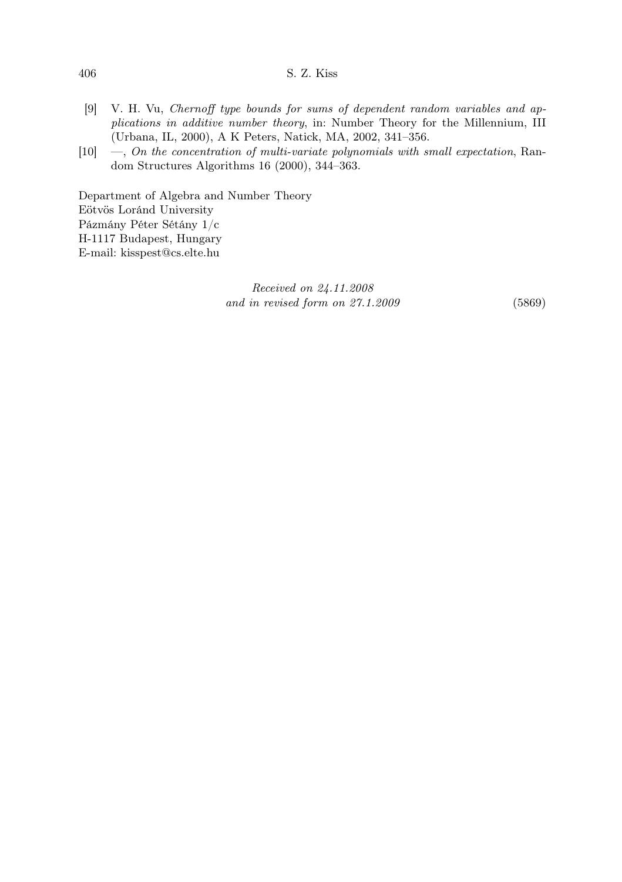[9] V. H. Vu, *Chernoff type bounds for sums of dependent random variables and applications in additive number theory*, in: Number Theory for the Millennium, III (Urbana, IL, 2000), A K Peters, Natick, MA, 2002, 341–356.

[10] —, *On the concentration of multi-variate polynomials with small expectation*, Random Structures Algorithms 16 (2000), 344–363.

Department of Algebra and Number Theory
Eötvös Loránd University
Pázmány Péter Sétány 1/c
H-1117 Budapest, Hungary
E-mail: kisspest@cs.elte.hu

*Received on 24.11.2008*
*and in revised form on 27.1.2009* (5869)